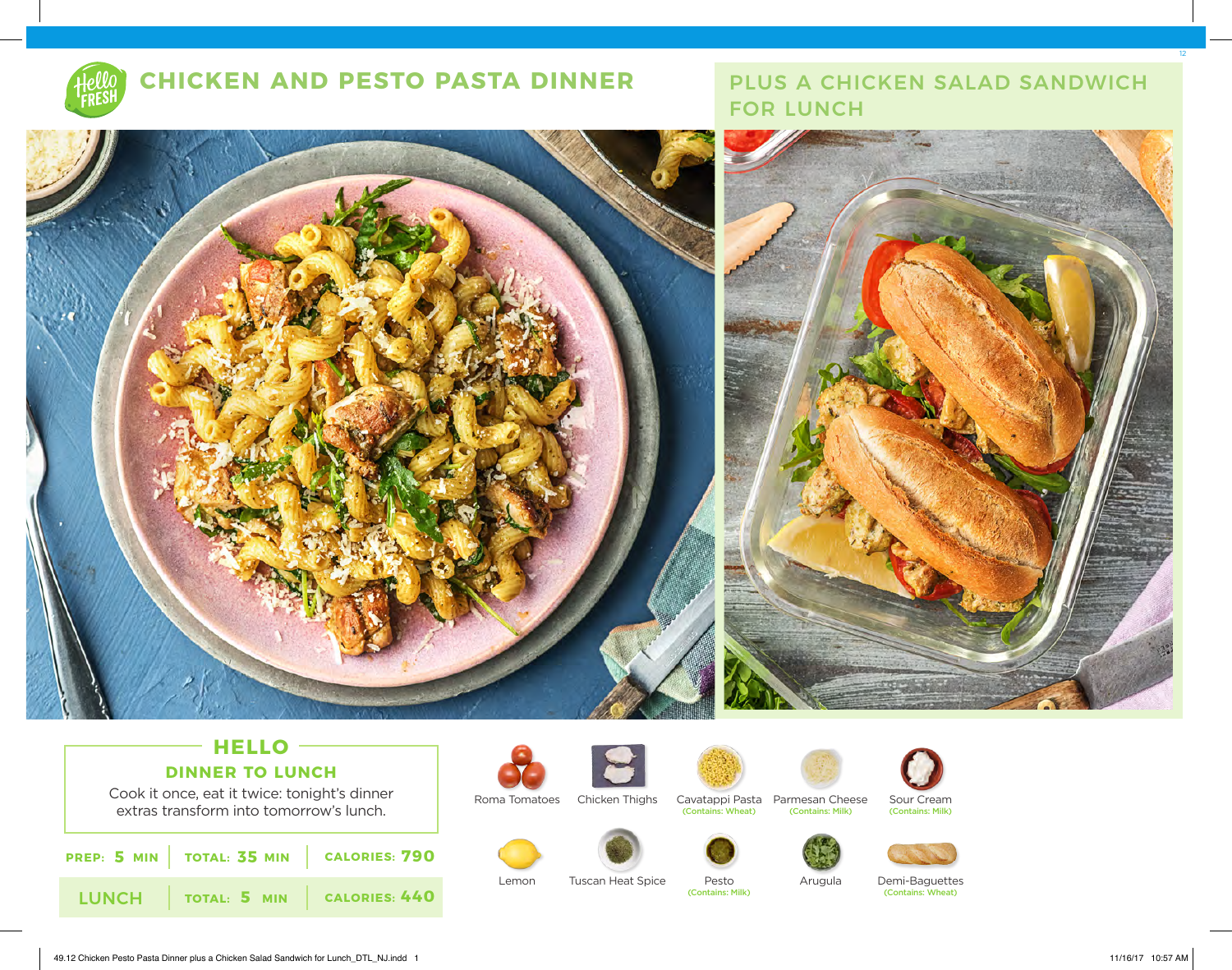# CHICKEN AND PESTO PASTA DINNER

## PLUS A CHICKEN SALAD SANDWICH FOR LUNCH

### HELLO

**DINNER TO LUNCH**

Cook it once, eat it twice: tonight's dinner extras transform into tomorrow's lunch.

| | | |
|---|---|---|
| **PREP: 5 MIN** | **TOTAL: 35 MIN** | **CALORIES: 790** |
| **LUNCH** | **TOTAL: 5 MIN** | **CALORIES: 440** |

- Roma Tomatoes
- Chicken Thighs
- Cavatappi Pasta (Contains: Wheat)
- Parmesan Cheese (Contains: Milk)
- Sour Cream (Contains: Milk)
- Lemon
- Tuscan Heat Spice
- Pesto (Contains: Milk)
- Arugula
- Demi-Baguettes (Contains: Wheat)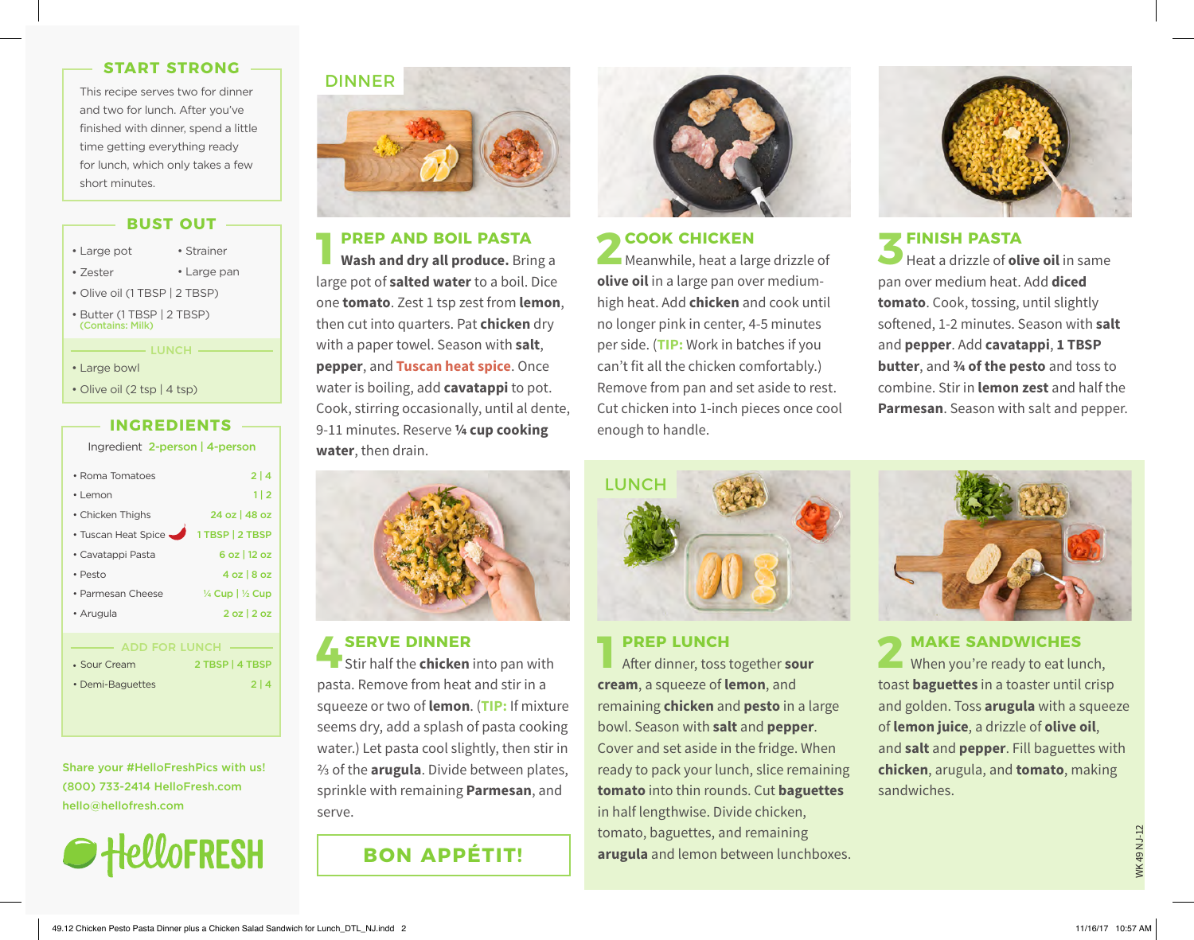## START STRONG

This recipe serves two for dinner and two for lunch. After you've finished with dinner, spend a little time getting everything ready for lunch, which only takes a few short minutes.

## BUST OUT

- Large pot
- Strainer
- Zester
- Large pan
- Olive oil (1 TBSP | 2 TBSP)
- Butter (1 TBSP | 2 TBSP) (Contains: Milk)

**LUNCH**

- Large bowl
- Olive oil (2 tsp | 4 tsp)

## INGREDIENTS

| Ingredient | 2-person \| 4-person |
|---|---|
| Roma Tomatoes | 2 \| 4 |
| Lemon | 1 \| 2 |
| Chicken Thighs | 24 oz \| 48 oz |
| Tuscan Heat Spice | 1 TBSP \| 2 TBSP |
| Cavatappi Pasta | 6 oz \| 12 oz |
| Pesto | 4 oz \| 8 oz |
| Parmesan Cheese | ¼ Cup \| ½ Cup |
| Arugula | 2 oz \| 2 oz |
| **ADD FOR LUNCH** | |
| Sour Cream | 2 TBSP \| 4 TBSP |
| Demi-Baguettes | 2 \| 4 |

Share your #HelloFreshPics with us!
(800) 733-2414 HelloFresh.com
hello@hellofresh.com

HelloFRESH

## DINNER

### 1 PREP AND BOIL PASTA

**Wash and dry all produce.** Bring a large pot of **salted water** to a boil. Dice one **tomato**. Zest 1 tsp zest from **lemon**, then cut into quarters. Pat **chicken** dry with a paper towel. Season with **salt**, **pepper**, and **Tuscan heat spice**. Once water is boiling, add **cavatappi** to pot. Cook, stirring occasionally, until al dente, 9-11 minutes. Reserve **¼ cup cooking water**, then drain.

### 2 COOK CHICKEN

Meanwhile, heat a large drizzle of **olive oil** in a large pan over medium-high heat. Add **chicken** and cook until no longer pink in center, 4-5 minutes per side. (**TIP:** Work in batches if you can't fit all the chicken comfortably.) Remove from pan and set aside to rest. Cut chicken into 1-inch pieces once cool enough to handle.

### 3 FINISH PASTA

Heat a drizzle of **olive oil** in same pan over medium heat. Add **diced tomato**. Cook, tossing, until slightly softened, 1-2 minutes. Season with **salt** and **pepper**. Add **cavatappi**, **1 TBSP butter**, and **¾ of the pesto** and toss to combine. Stir in **lemon zest** and half the **Parmesan**. Season with salt and pepper.

### 4 SERVE DINNER

Stir half the **chicken** into pan with pasta. Remove from heat and stir in a squeeze or two of **lemon**. (**TIP:** If mixture seems dry, add a splash of pasta cooking water.) Let pasta cool slightly, then stir in ⅔ of the **arugula**. Divide between plates, sprinkle with remaining **Parmesan**, and serve.

**BON APPÉTIT!**

## LUNCH

### 1 PREP LUNCH

After dinner, toss together **sour cream**, a squeeze of **lemon**, and remaining **chicken** and **pesto** in a large bowl. Season with **salt** and **pepper**. Cover and set aside in the fridge. When ready to pack your lunch, slice remaining **tomato** into thin rounds. Cut **baguettes** in half lengthwise. Divide chicken, tomato, baguettes, and remaining **arugula** and lemon between lunchboxes.

### 2 MAKE SANDWICHES

When you're ready to eat lunch, toast **baguettes** in a toaster until crisp and golden. Toss **arugula** with a squeeze of **lemon juice**, a drizzle of **olive oil**, and **salt** and **pepper**. Fill baguettes with **chicken**, arugula, and **tomato**, making sandwiches.

WK 49 NJ-12